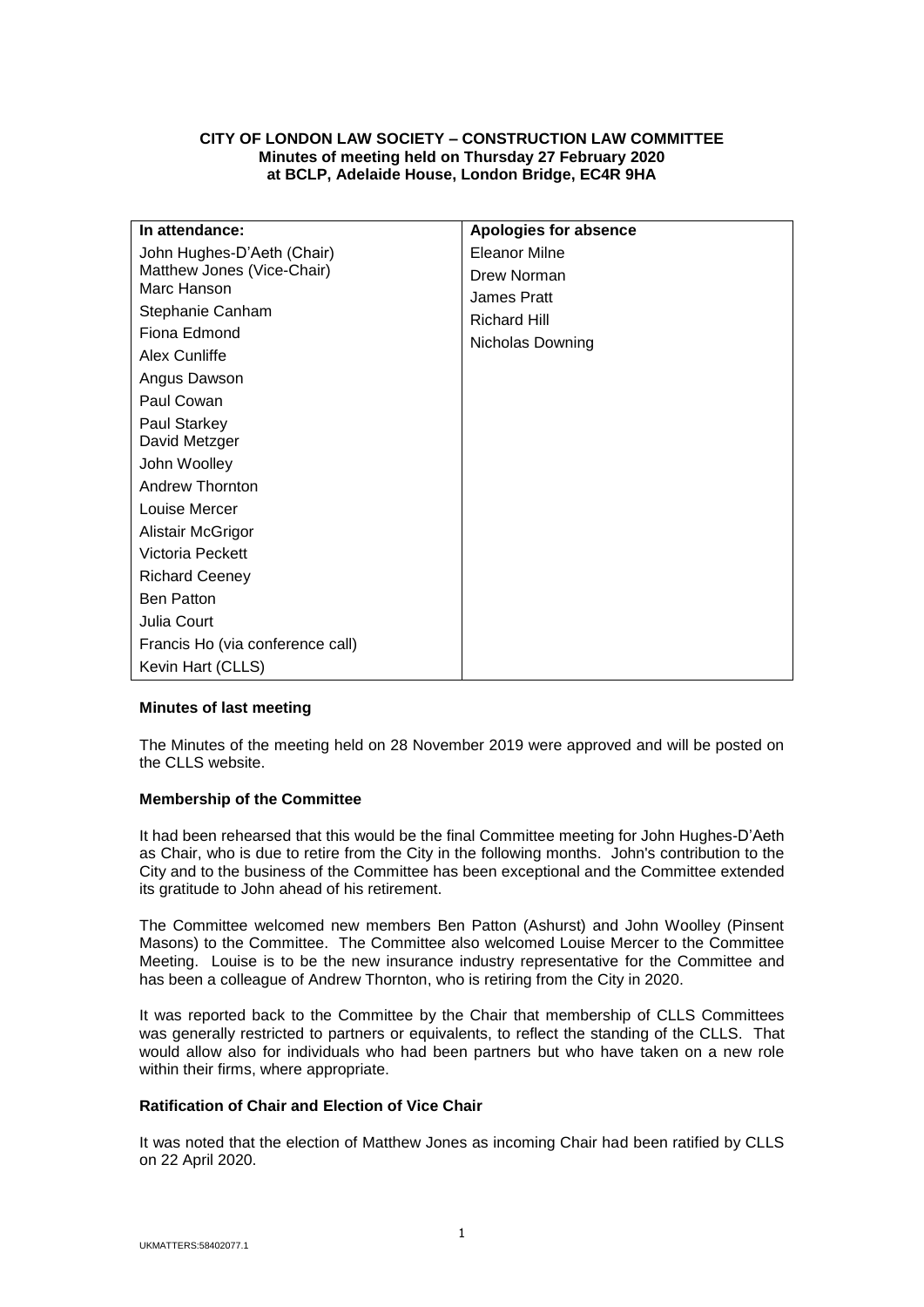**CITY OF LONDON LAW SOCIETY – CONSTRUCTION LAW COMMITTEE**
**Minutes of meeting held on Thursday 27 February 2020**
**at BCLP, Adelaide House, London Bridge, EC4R 9HA**

| In attendance: | Apologies for absence |
| --- | --- |
| John Hughes-D'Aeth (Chair) | Eleanor Milne |
| Matthew Jones (Vice-Chair) | Drew Norman |
| Marc Hanson | James Pratt |
| Stephanie Canham | Richard Hill |
| Fiona Edmond | Nicholas Downing |
| Alex Cunliffe | |
| Angus Dawson | |
| Paul Cowan | |
| Paul Starkey | |
| David Metzger | |
| John Woolley | |
| Andrew Thornton | |
| Louise Mercer | |
| Alistair McGrigor | |
| Victoria Peckett | |
| Richard Ceeney | |
| Ben Patton | |
| Julia Court | |
| Francis Ho (via conference call) | |
| Kevin Hart (CLLS) | |

**Minutes of last meeting**

The Minutes of the meeting held on 28 November 2019 were approved and will be posted on the CLLS website.

**Membership of the Committee**

It had been rehearsed that this would be the final Committee meeting for John Hughes-D'Aeth as Chair, who is due to retire from the City in the following months. John's contribution to the City and to the business of the Committee has been exceptional and the Committee extended its gratitude to John ahead of his retirement.

The Committee welcomed new members Ben Patton (Ashurst) and John Woolley (Pinsent Masons) to the Committee. The Committee also welcomed Louise Mercer to the Committee Meeting. Louise is to be the new insurance industry representative for the Committee and has been a colleague of Andrew Thornton, who is retiring from the City in 2020.

It was reported back to the Committee by the Chair that membership of CLLS Committees was generally restricted to partners or equivalents, to reflect the standing of the CLLS. That would allow also for individuals who had been partners but who have taken on a new role within their firms, where appropriate.

**Ratification of Chair and Election of Vice Chair**

It was noted that the election of Matthew Jones as incoming Chair had been ratified by CLLS on 22 April 2020.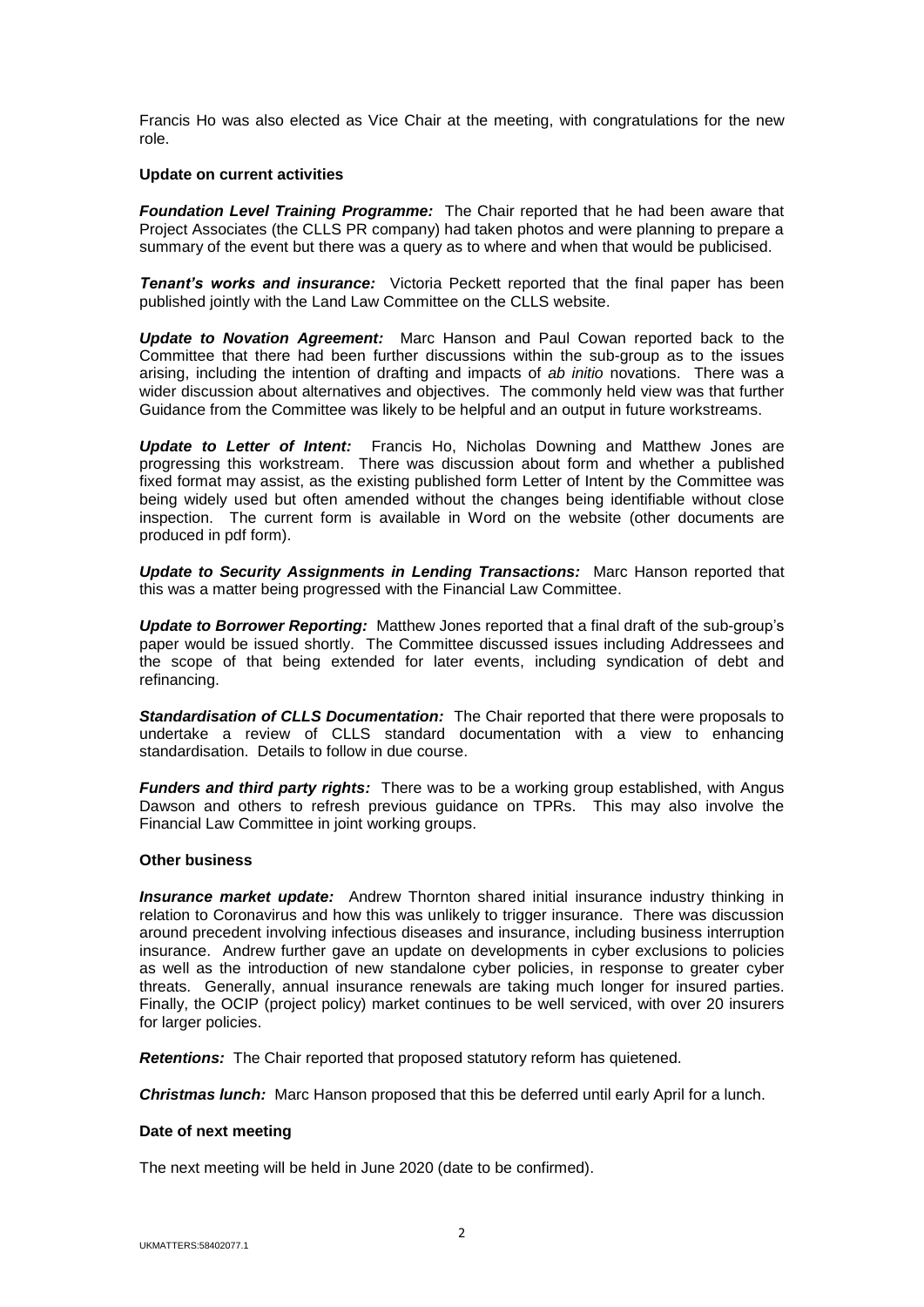Francis Ho was also elected as Vice Chair at the meeting, with congratulations for the new role.

**Update on current activities**

***Foundation Level Training Programme:*** The Chair reported that he had been aware that Project Associates (the CLLS PR company) had taken photos and were planning to prepare a summary of the event but there was a query as to where and when that would be publicised.

***Tenant's works and insurance:*** Victoria Peckett reported that the final paper has been published jointly with the Land Law Committee on the CLLS website.

***Update to Novation Agreement:*** Marc Hanson and Paul Cowan reported back to the Committee that there had been further discussions within the sub-group as to the issues arising, including the intention of drafting and impacts of *ab initio* novations. There was a wider discussion about alternatives and objectives. The commonly held view was that further Guidance from the Committee was likely to be helpful and an output in future workstreams.

***Update to Letter of Intent:*** Francis Ho, Nicholas Downing and Matthew Jones are progressing this workstream. There was discussion about form and whether a published fixed format may assist, as the existing published form Letter of Intent by the Committee was being widely used but often amended without the changes being identifiable without close inspection. The current form is available in Word on the website (other documents are produced in pdf form).

***Update to Security Assignments in Lending Transactions:*** Marc Hanson reported that this was a matter being progressed with the Financial Law Committee.

***Update to Borrower Reporting:*** Matthew Jones reported that a final draft of the sub-group's paper would be issued shortly. The Committee discussed issues including Addressees and the scope of that being extended for later events, including syndication of debt and refinancing.

***Standardisation of CLLS Documentation:*** The Chair reported that there were proposals to undertake a review of CLLS standard documentation with a view to enhancing standardisation. Details to follow in due course.

***Funders and third party rights:*** There was to be a working group established, with Angus Dawson and others to refresh previous guidance on TPRs. This may also involve the Financial Law Committee in joint working groups.

**Other business**

***Insurance market update:*** Andrew Thornton shared initial insurance industry thinking in relation to Coronavirus and how this was unlikely to trigger insurance. There was discussion around precedent involving infectious diseases and insurance, including business interruption insurance. Andrew further gave an update on developments in cyber exclusions to policies as well as the introduction of new standalone cyber policies, in response to greater cyber threats. Generally, annual insurance renewals are taking much longer for insured parties. Finally, the OCIP (project policy) market continues to be well serviced, with over 20 insurers for larger policies.

***Retentions:*** The Chair reported that proposed statutory reform has quietened.

***Christmas lunch:*** Marc Hanson proposed that this be deferred until early April for a lunch.

**Date of next meeting**

The next meeting will be held in June 2020 (date to be confirmed).

UKMATTERS:58402077.1